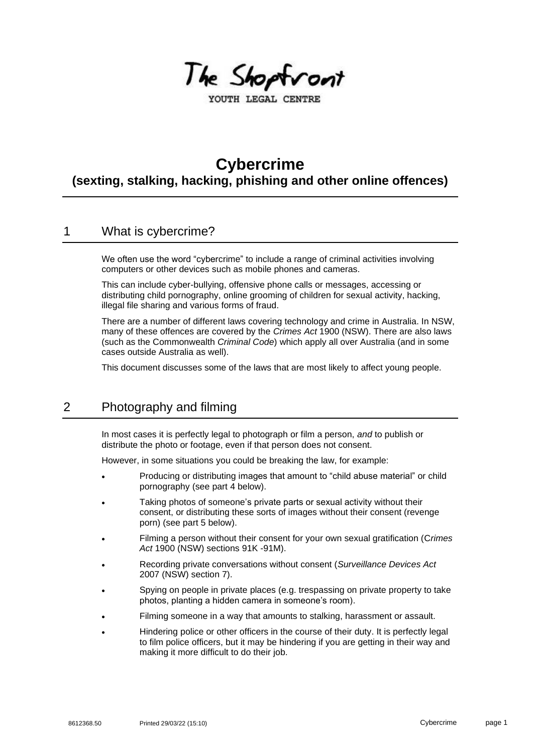The Shopfront

YOUTH LEGAL CENTRE

# Cybercrime
## (sexting, stalking, hacking, phishing and other online offences)

## 1 What is cybercrime?

We often use the word "cybercrime" to include a range of criminal activities involving computers or other devices such as mobile phones and cameras.

This can include cyber-bullying, offensive phone calls or messages, accessing or distributing child pornography, online grooming of children for sexual activity, hacking, illegal file sharing and various forms of fraud.

There are a number of different laws covering technology and crime in Australia. In NSW, many of these offences are covered by the *Crimes Act* 1900 (NSW). There are also laws (such as the Commonwealth *Criminal Code*) which apply all over Australia (and in some cases outside Australia as well).

This document discusses some of the laws that are most likely to affect young people.

## 2 Photography and filming

In most cases it is perfectly legal to photograph or film a person, *and* to publish or distribute the photo or footage, even if that person does not consent.

However, in some situations you could be breaking the law, for example:

- Producing or distributing images that amount to "child abuse material" or child pornography (see part 4 below).
- Taking photos of someone's private parts or sexual activity without their consent, or distributing these sorts of images without their consent (revenge porn) (see part 5 below).
- Filming a person without their consent for your own sexual gratification (C*rimes Act* 1900 (NSW) sections 91K -91M).
- Recording private conversations without consent (*Surveillance Devices Act* 2007 (NSW) section 7).
- Spying on people in private places (e.g. trespassing on private property to take photos, planting a hidden camera in someone's room).
- Filming someone in a way that amounts to stalking, harassment or assault.
- Hindering police or other officers in the course of their duty. It is perfectly legal to film police officers, but it may be hindering if you are getting in their way and making it more difficult to do their job.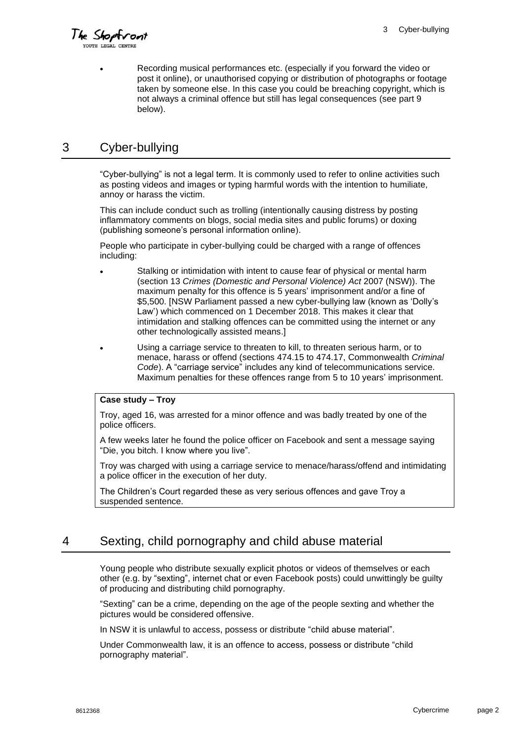- Recording musical performances etc. (especially if you forward the video or post it online), or unauthorised copying or distribution of photographs or footage taken by someone else. In this case you could be breaching copyright, which is not always a criminal offence but still has legal consequences (see part 9 below).

## 3 Cyber-bullying

"Cyber-bullying" is not a legal term. It is commonly used to refer to online activities such as posting videos and images or typing harmful words with the intention to humiliate, annoy or harass the victim.

This can include conduct such as trolling (intentionally causing distress by posting inflammatory comments on blogs, social media sites and public forums) or doxing (publishing someone's personal information online).

People who participate in cyber-bullying could be charged with a range of offences including:

- Stalking or intimidation with intent to cause fear of physical or mental harm (section 13 *Crimes (Domestic and Personal Violence) Act* 2007 (NSW)). The maximum penalty for this offence is 5 years' imprisonment and/or a fine of $5,500. [NSW Parliament passed a new cyber-bullying law (known as 'Dolly's Law') which commenced on 1 December 2018. This makes it clear that intimidation and stalking offences can be committed using the internet or any other technologically assisted means.]
- Using a carriage service to threaten to kill, to threaten serious harm, or to menace, harass or offend (sections 474.15 to 474.17, Commonwealth *Criminal Code*). A "carriage service" includes any kind of telecommunications service. Maximum penalties for these offences range from 5 to 10 years' imprisonment.

**Case study – Troy**

Troy, aged 16, was arrested for a minor offence and was badly treated by one of the police officers.

A few weeks later he found the police officer on Facebook and sent a message saying "Die, you bitch. I know where you live".

Troy was charged with using a carriage service to menace/harass/offend and intimidating a police officer in the execution of her duty.

The Children's Court regarded these as very serious offences and gave Troy a suspended sentence.

## 4 Sexting, child pornography and child abuse material

Young people who distribute sexually explicit photos or videos of themselves or each other (e.g. by "sexting", internet chat or even Facebook posts) could unwittingly be guilty of producing and distributing child pornography.

"Sexting" can be a crime, depending on the age of the people sexting and whether the pictures would be considered offensive.

In NSW it is unlawful to access, possess or distribute "child abuse material".

Under Commonwealth law, it is an offence to access, possess or distribute "child pornography material".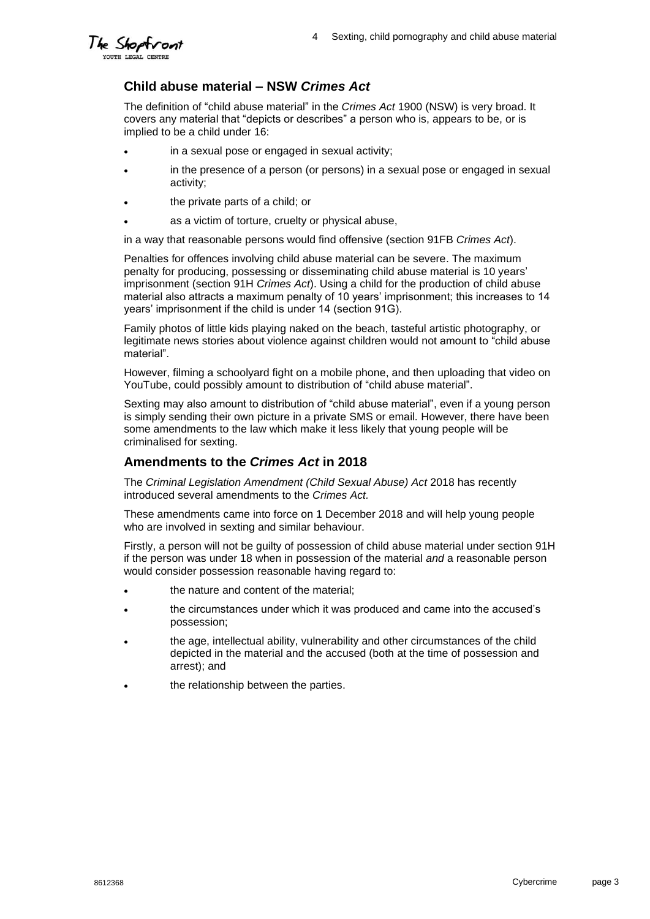## Child abuse material – NSW *Crimes Act*

The definition of "child abuse material" in the *Crimes Act* 1900 (NSW) is very broad. It covers any material that "depicts or describes" a person who is, appears to be, or is implied to be a child under 16:

- in a sexual pose or engaged in sexual activity;
- in the presence of a person (or persons) in a sexual pose or engaged in sexual activity;
- the private parts of a child; or
- as a victim of torture, cruelty or physical abuse,

in a way that reasonable persons would find offensive (section 91FB *Crimes Act*).

Penalties for offences involving child abuse material can be severe. The maximum penalty for producing, possessing or disseminating child abuse material is 10 years' imprisonment (section 91H *Crimes Act*). Using a child for the production of child abuse material also attracts a maximum penalty of 10 years' imprisonment; this increases to 14 years' imprisonment if the child is under 14 (section 91G).

Family photos of little kids playing naked on the beach, tasteful artistic photography, or legitimate news stories about violence against children would not amount to "child abuse material".

However, filming a schoolyard fight on a mobile phone, and then uploading that video on YouTube, could possibly amount to distribution of "child abuse material".

Sexting may also amount to distribution of "child abuse material", even if a young person is simply sending their own picture in a private SMS or email. However, there have been some amendments to the law which make it less likely that young people will be criminalised for sexting.

## Amendments to the *Crimes Act* in 2018

The *Criminal Legislation Amendment (Child Sexual Abuse) Act* 2018 has recently introduced several amendments to the *Crimes Act.*

These amendments came into force on 1 December 2018 and will help young people who are involved in sexting and similar behaviour.

Firstly, a person will not be guilty of possession of child abuse material under section 91H if the person was under 18 when in possession of the material *and* a reasonable person would consider possession reasonable having regard to:

- the nature and content of the material;
- the circumstances under which it was produced and came into the accused's possession;
- the age, intellectual ability, vulnerability and other circumstances of the child depicted in the material and the accused (both at the time of possession and arrest); and
- the relationship between the parties.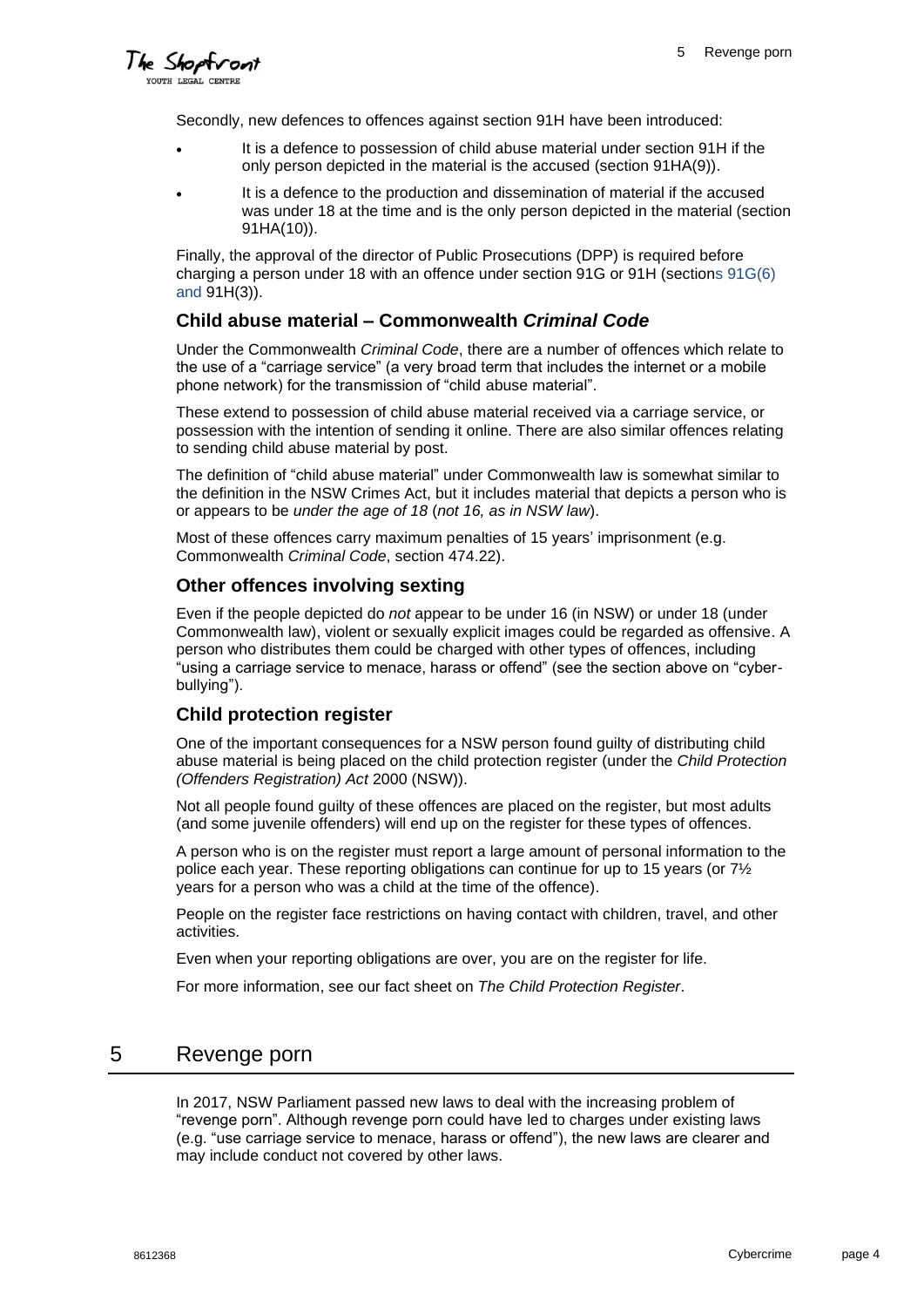Secondly, new defences to offences against section 91H have been introduced:

- It is a defence to possession of child abuse material under section 91H if the only person depicted in the material is the accused (section 91HA(9)).
- It is a defence to the production and dissemination of material if the accused was under 18 at the time and is the only person depicted in the material (section 91HA(10)).

Finally, the approval of the director of Public Prosecutions (DPP) is required before charging a person under 18 with an offence under section 91G or 91H (sections 91G(6) and 91H(3)).

### Child abuse material – Commonwealth *Criminal Code*

Under the Commonwealth *Criminal Code*, there are a number of offences which relate to the use of a "carriage service" (a very broad term that includes the internet or a mobile phone network) for the transmission of "child abuse material".

These extend to possession of child abuse material received via a carriage service, or possession with the intention of sending it online. There are also similar offences relating to sending child abuse material by post.

The definition of "child abuse material" under Commonwealth law is somewhat similar to the definition in the NSW Crimes Act, but it includes material that depicts a person who is or appears to be *under the age of 18* (*not 16, as in NSW law*).

Most of these offences carry maximum penalties of 15 years' imprisonment (e.g. Commonwealth *Criminal Code*, section 474.22).

### Other offences involving sexting

Even if the people depicted do *not* appear to be under 16 (in NSW) or under 18 (under Commonwealth law), violent or sexually explicit images could be regarded as offensive. A person who distributes them could be charged with other types of offences, including "using a carriage service to menace, harass or offend" (see the section above on "cyber-bullying").

### Child protection register

One of the important consequences for a NSW person found guilty of distributing child abuse material is being placed on the child protection register (under the *Child Protection (Offenders Registration) Act* 2000 (NSW)).

Not all people found guilty of these offences are placed on the register, but most adults (and some juvenile offenders) will end up on the register for these types of offences.

A person who is on the register must report a large amount of personal information to the police each year. These reporting obligations can continue for up to 15 years (or 7½ years for a person who was a child at the time of the offence).

People on the register face restrictions on having contact with children, travel, and other activities.

Even when your reporting obligations are over, you are on the register for life.

For more information, see our fact sheet on *The Child Protection Register*.

## 5 Revenge porn

In 2017, NSW Parliament passed new laws to deal with the increasing problem of "revenge porn". Although revenge porn could have led to charges under existing laws (e.g. "use carriage service to menace, harass or offend"), the new laws are clearer and may include conduct not covered by other laws.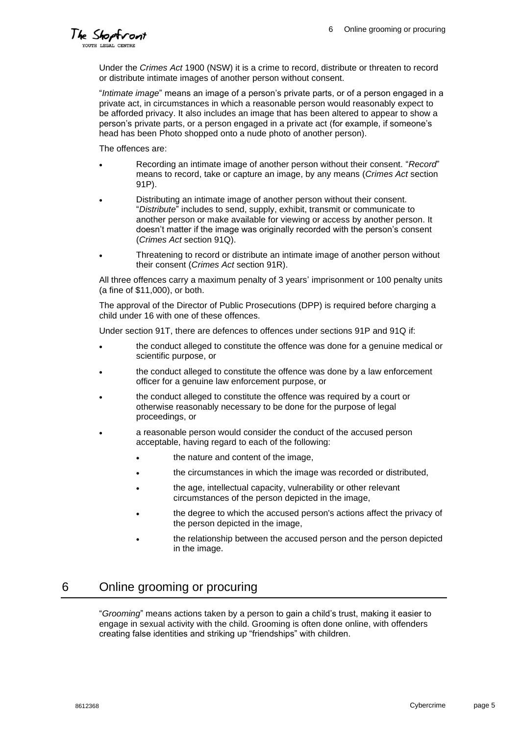Under the *Crimes Act* 1900 (NSW) it is a crime to record, distribute or threaten to record or distribute intimate images of another person without consent.

"*Intimate image*" means an image of a person's private parts, or of a person engaged in a private act, in circumstances in which a reasonable person would reasonably expect to be afforded privacy. It also includes an image that has been altered to appear to show a person's private parts, or a person engaged in a private act (for example, if someone's head has been Photo shopped onto a nude photo of another person).

The offences are:

- Recording an intimate image of another person without their consent. "*Record*" means to record, take or capture an image, by any means (*Crimes Act* section 91P).
- Distributing an intimate image of another person without their consent. "*Distribute*" includes to send, supply, exhibit, transmit or communicate to another person or make available for viewing or access by another person. It doesn't matter if the image was originally recorded with the person's consent (*Crimes Act* section 91Q).
- Threatening to record or distribute an intimate image of another person without their consent (*Crimes Act* section 91R).

All three offences carry a maximum penalty of 3 years' imprisonment or 100 penalty units (a fine of $11,000), or both.

The approval of the Director of Public Prosecutions (DPP) is required before charging a child under 16 with one of these offences.

Under section 91T, there are defences to offences under sections 91P and 91Q if:

- the conduct alleged to constitute the offence was done for a genuine medical or scientific purpose, or
- the conduct alleged to constitute the offence was done by a law enforcement officer for a genuine law enforcement purpose, or
- the conduct alleged to constitute the offence was required by a court or otherwise reasonably necessary to be done for the purpose of legal proceedings, or
- a reasonable person would consider the conduct of the accused person acceptable, having regard to each of the following:
  - the nature and content of the image,
  - the circumstances in which the image was recorded or distributed,
  - the age, intellectual capacity, vulnerability or other relevant circumstances of the person depicted in the image,
  - the degree to which the accused person's actions affect the privacy of the person depicted in the image,
  - the relationship between the accused person and the person depicted in the image.

## 6 Online grooming or procuring

"*Grooming*" means actions taken by a person to gain a child's trust, making it easier to engage in sexual activity with the child. Grooming is often done online, with offenders creating false identities and striking up "friendships" with children.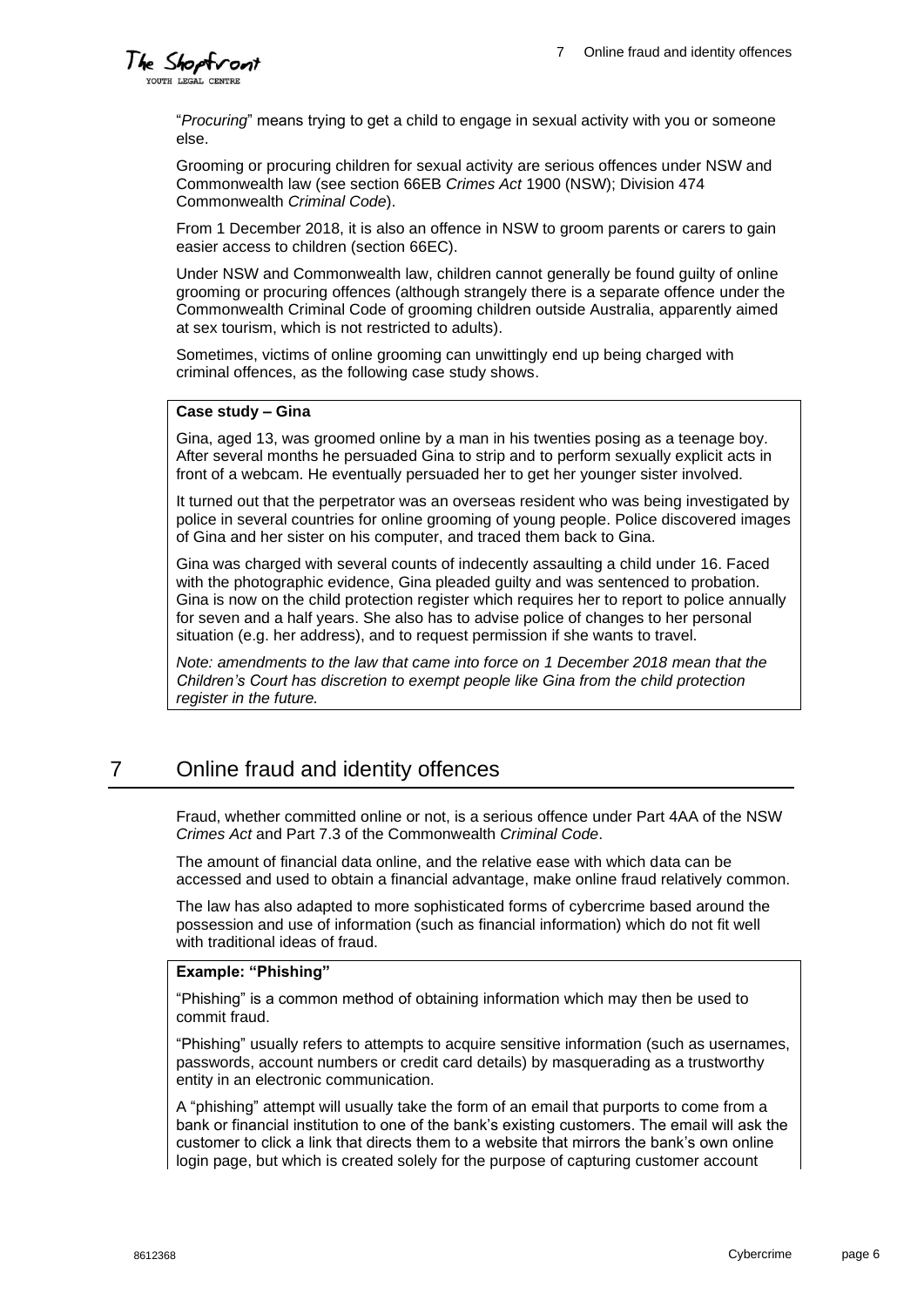"*Procuring*" means trying to get a child to engage in sexual activity with you or someone else.

Grooming or procuring children for sexual activity are serious offences under NSW and Commonwealth law (see section 66EB *Crimes Act* 1900 (NSW); Division 474 Commonwealth *Criminal Code*).

From 1 December 2018, it is also an offence in NSW to groom parents or carers to gain easier access to children (section 66EC).

Under NSW and Commonwealth law, children cannot generally be found guilty of online grooming or procuring offences (although strangely there is a separate offence under the Commonwealth Criminal Code of grooming children outside Australia, apparently aimed at sex tourism, which is not restricted to adults).

Sometimes, victims of online grooming can unwittingly end up being charged with criminal offences, as the following case study shows.

**Case study – Gina**

Gina, aged 13, was groomed online by a man in his twenties posing as a teenage boy. After several months he persuaded Gina to strip and to perform sexually explicit acts in front of a webcam. He eventually persuaded her to get her younger sister involved.

It turned out that the perpetrator was an overseas resident who was being investigated by police in several countries for online grooming of young people. Police discovered images of Gina and her sister on his computer, and traced them back to Gina.

Gina was charged with several counts of indecently assaulting a child under 16. Faced with the photographic evidence, Gina pleaded guilty and was sentenced to probation. Gina is now on the child protection register which requires her to report to police annually for seven and a half years. She also has to advise police of changes to her personal situation (e.g. her address), and to request permission if she wants to travel.

*Note: amendments to the law that came into force on 1 December 2018 mean that the Children's Court has discretion to exempt people like Gina from the child protection register in the future.*

# 7 Online fraud and identity offences

Fraud, whether committed online or not, is a serious offence under Part 4AA of the NSW *Crimes Act* and Part 7.3 of the Commonwealth *Criminal Code*.

The amount of financial data online, and the relative ease with which data can be accessed and used to obtain a financial advantage, make online fraud relatively common.

The law has also adapted to more sophisticated forms of cybercrime based around the possession and use of information (such as financial information) which do not fit well with traditional ideas of fraud.

**Example: "Phishing"**

"Phishing" is a common method of obtaining information which may then be used to commit fraud.

"Phishing" usually refers to attempts to acquire sensitive information (such as usernames, passwords, account numbers or credit card details) by masquerading as a trustworthy entity in an electronic communication.

A "phishing" attempt will usually take the form of an email that purports to come from a bank or financial institution to one of the bank's existing customers. The email will ask the customer to click a link that directs them to a website that mirrors the bank's own online login page, but which is created solely for the purpose of capturing customer account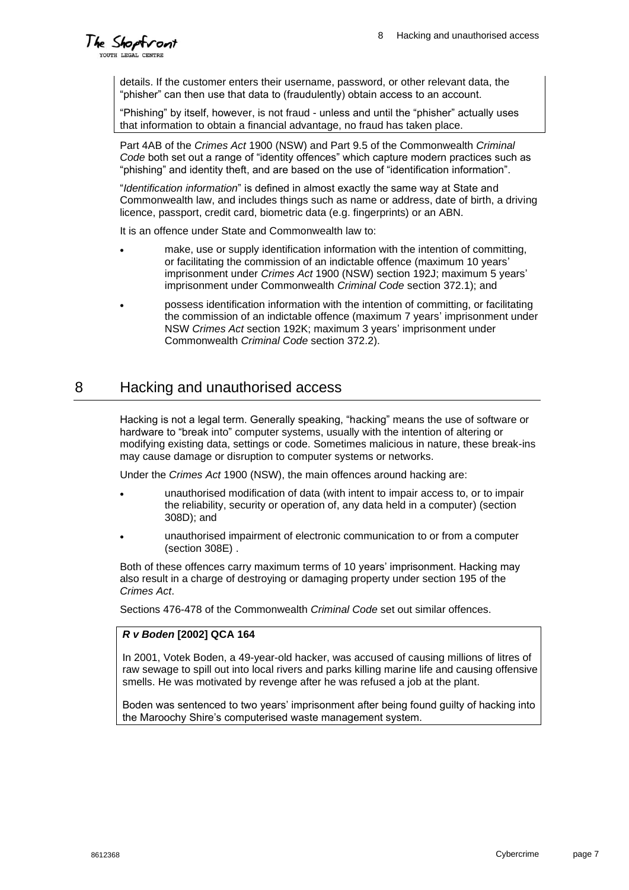details. If the customer enters their username, password, or other relevant data, the "phisher" can then use that data to (fraudulently) obtain access to an account.

"Phishing" by itself, however, is not fraud - unless and until the "phisher" actually uses that information to obtain a financial advantage, no fraud has taken place.

Part 4AB of the *Crimes Act* 1900 (NSW) and Part 9.5 of the Commonwealth *Criminal Code* both set out a range of "identity offences" which capture modern practices such as "phishing" and identity theft, and are based on the use of "identification information".

"*Identification information*" is defined in almost exactly the same way at State and Commonwealth law, and includes things such as name or address, date of birth, a driving licence, passport, credit card, biometric data (e.g. fingerprints) or an ABN.

It is an offence under State and Commonwealth law to:

- make, use or supply identification information with the intention of committing, or facilitating the commission of an indictable offence (maximum 10 years' imprisonment under *Crimes Act* 1900 (NSW) section 192J; maximum 5 years' imprisonment under Commonwealth *Criminal Code* section 372.1); and
- possess identification information with the intention of committing, or facilitating the commission of an indictable offence (maximum 7 years' imprisonment under NSW *Crimes Act* section 192K; maximum 3 years' imprisonment under Commonwealth *Criminal Code* section 372.2).

## 8 Hacking and unauthorised access

Hacking is not a legal term. Generally speaking, "hacking" means the use of software or hardware to "break into" computer systems, usually with the intention of altering or modifying existing data, settings or code. Sometimes malicious in nature, these break-ins may cause damage or disruption to computer systems or networks.

Under the *Crimes Act* 1900 (NSW), the main offences around hacking are:

- unauthorised modification of data (with intent to impair access to, or to impair the reliability, security or operation of, any data held in a computer) (section 308D); and
- unauthorised impairment of electronic communication to or from a computer (section 308E) .

Both of these offences carry maximum terms of 10 years' imprisonment. Hacking may also result in a charge of destroying or damaging property under section 195 of the *Crimes Act*.

Sections 476-478 of the Commonwealth *Criminal Code* set out similar offences.

**_R v Boden_ [2002] QCA 164**

In 2001, Votek Boden, a 49-year-old hacker, was accused of causing millions of litres of raw sewage to spill out into local rivers and parks killing marine life and causing offensive smells. He was motivated by revenge after he was refused a job at the plant.

Boden was sentenced to two years' imprisonment after being found guilty of hacking into the Maroochy Shire's computerised waste management system.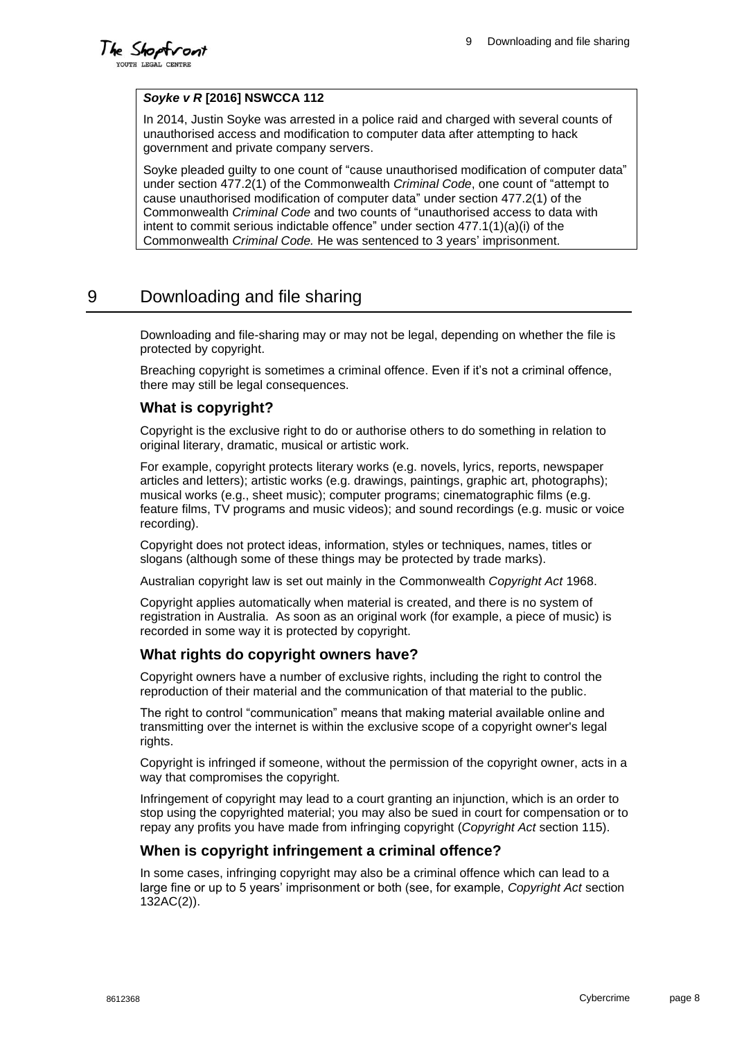***Soyke v R* [2016] NSWCCA 112**

In 2014, Justin Soyke was arrested in a police raid and charged with several counts of unauthorised access and modification to computer data after attempting to hack government and private company servers.

Soyke pleaded guilty to one count of "cause unauthorised modification of computer data" under section 477.2(1) of the Commonwealth *Criminal Code*, one count of "attempt to cause unauthorised modification of computer data" under section 477.2(1) of the Commonwealth *Criminal Code* and two counts of "unauthorised access to data with intent to commit serious indictable offence" under section 477.1(1)(a)(i) of the Commonwealth *Criminal Code.* He was sentenced to 3 years' imprisonment.

# 9 Downloading and file sharing

Downloading and file-sharing may or may not be legal, depending on whether the file is protected by copyright.

Breaching copyright is sometimes a criminal offence. Even if it's not a criminal offence, there may still be legal consequences.

## What is copyright?

Copyright is the exclusive right to do or authorise others to do something in relation to original literary, dramatic, musical or artistic work.

For example, copyright protects literary works (e.g. novels, lyrics, reports, newspaper articles and letters); artistic works (e.g. drawings, paintings, graphic art, photographs); musical works (e.g., sheet music); computer programs; cinematographic films (e.g. feature films, TV programs and music videos); and sound recordings (e.g. music or voice recording).

Copyright does not protect ideas, information, styles or techniques, names, titles or slogans (although some of these things may be protected by trade marks).

Australian copyright law is set out mainly in the Commonwealth *Copyright Act* 1968.

Copyright applies automatically when material is created, and there is no system of registration in Australia. As soon as an original work (for example, a piece of music) is recorded in some way it is protected by copyright.

## What rights do copyright owners have?

Copyright owners have a number of exclusive rights, including the right to control the reproduction of their material and the communication of that material to the public.

The right to control "communication" means that making material available online and transmitting over the internet is within the exclusive scope of a copyright owner's legal rights.

Copyright is infringed if someone, without the permission of the copyright owner, acts in a way that compromises the copyright.

Infringement of copyright may lead to a court granting an injunction, which is an order to stop using the copyrighted material; you may also be sued in court for compensation or to repay any profits you have made from infringing copyright (*Copyright Act* section 115).

## When is copyright infringement a criminal offence?

In some cases, infringing copyright may also be a criminal offence which can lead to a large fine or up to 5 years' imprisonment or both (see, for example, *Copyright Act* section 132AC(2)).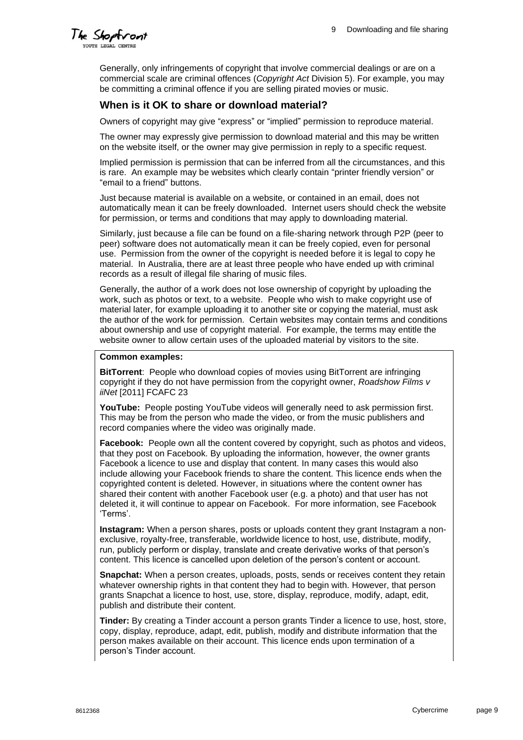Generally, only infringements of copyright that involve commercial dealings or are on a commercial scale are criminal offences (*Copyright Act* Division 5). For example, you may be committing a criminal offence if you are selling pirated movies or music.

## When is it OK to share or download material?

Owners of copyright may give "express" or "implied" permission to reproduce material.

The owner may expressly give permission to download material and this may be written on the website itself, or the owner may give permission in reply to a specific request.

Implied permission is permission that can be inferred from all the circumstances, and this is rare. An example may be websites which clearly contain "printer friendly version" or "email to a friend" buttons.

Just because material is available on a website, or contained in an email, does not automatically mean it can be freely downloaded. Internet users should check the website for permission, or terms and conditions that may apply to downloading material.

Similarly, just because a file can be found on a file-sharing network through P2P (peer to peer) software does not automatically mean it can be freely copied, even for personal use. Permission from the owner of the copyright is needed before it is legal to copy he material. In Australia, there are at least three people who have ended up with criminal records as a result of illegal file sharing of music files.

Generally, the author of a work does not lose ownership of copyright by uploading the work, such as photos or text, to a website. People who wish to make copyright use of material later, for example uploading it to another site or copying the material, must ask the author of the work for permission. Certain websites may contain terms and conditions about ownership and use of copyright material. For example, the terms may entitle the website owner to allow certain uses of the uploaded material by visitors to the site.

**Common examples:**

**BitTorrent**: People who download copies of movies using BitTorrent are infringing copyright if they do not have permission from the copyright owner, *Roadshow Films v iiNet* [2011] FCAFC 23

**YouTube:** People posting YouTube videos will generally need to ask permission first. This may be from the person who made the video, or from the music publishers and record companies where the video was originally made.

**Facebook:** People own all the content covered by copyright, such as photos and videos, that they post on Facebook. By uploading the information, however, the owner grants Facebook a licence to use and display that content. In many cases this would also include allowing your Facebook friends to share the content. This licence ends when the copyrighted content is deleted. However, in situations where the content owner has shared their content with another Facebook user (e.g. a photo) and that user has not deleted it, it will continue to appear on Facebook. For more information, see Facebook 'Terms'.

**Instagram:** When a person shares, posts or uploads content they grant Instagram a non-exclusive, royalty-free, transferable, worldwide licence to host, use, distribute, modify, run, publicly perform or display, translate and create derivative works of that person's content. This licence is cancelled upon deletion of the person's content or account.

**Snapchat:** When a person creates, uploads, posts, sends or receives content they retain whatever ownership rights in that content they had to begin with. However, that person grants Snapchat a licence to host, use, store, display, reproduce, modify, adapt, edit, publish and distribute their content.

**Tinder:** By creating a Tinder account a person grants Tinder a licence to use, host, store, copy, display, reproduce, adapt, edit, publish, modify and distribute information that the person makes available on their account. This licence ends upon termination of a person's Tinder account.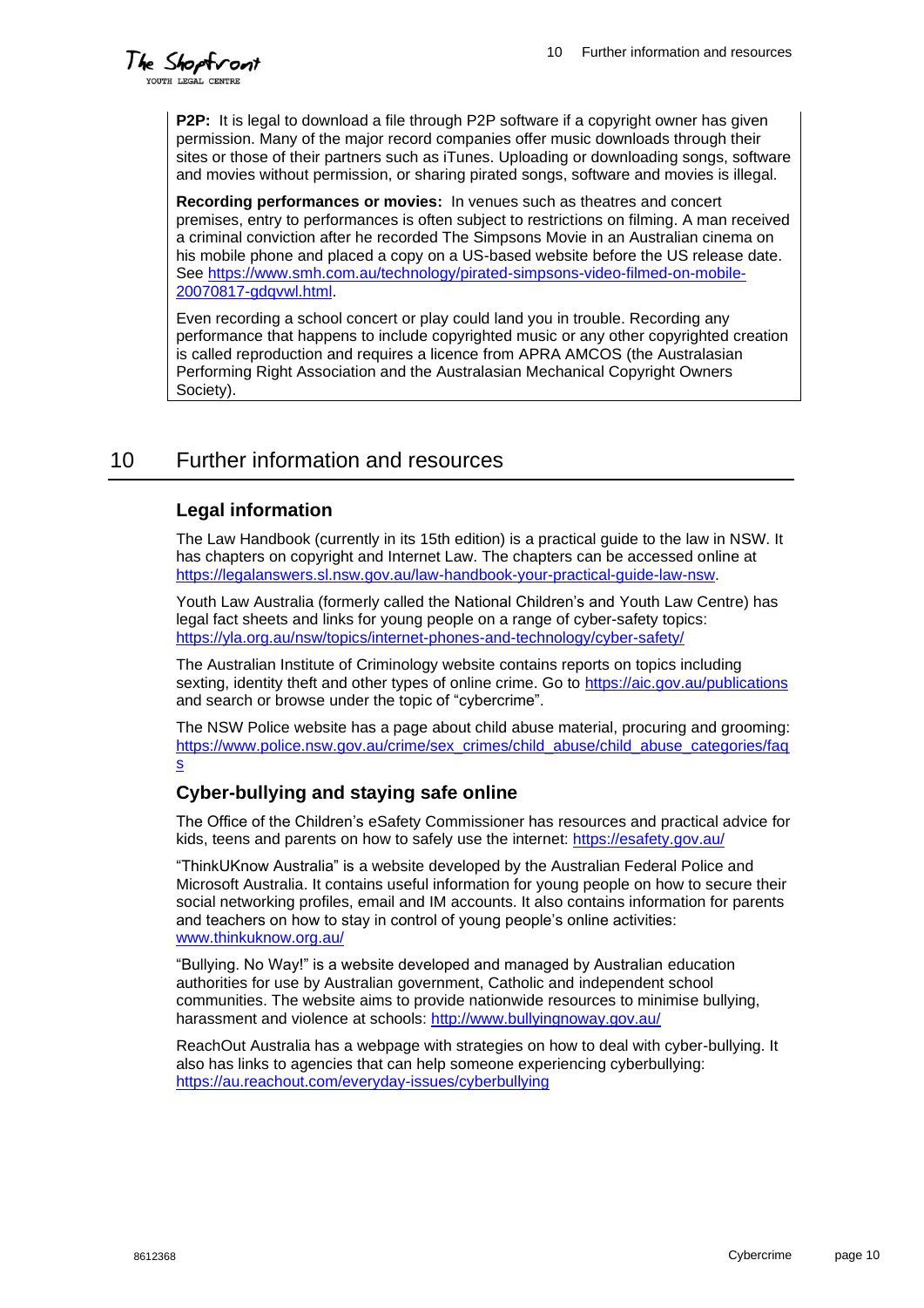**P2P:** It is legal to download a file through P2P software if a copyright owner has given permission. Many of the major record companies offer music downloads through their sites or those of their partners such as iTunes. Uploading or downloading songs, software and movies without permission, or sharing pirated songs, software and movies is illegal.

**Recording performances or movies:** In venues such as theatres and concert premises, entry to performances is often subject to restrictions on filming. A man received a criminal conviction after he recorded The Simpsons Movie in an Australian cinema on his mobile phone and placed a copy on a US-based website before the US release date. See https://www.smh.com.au/technology/pirated-simpsons-video-filmed-on-mobile-20070817-gdqvwl.html.

Even recording a school concert or play could land you in trouble. Recording any performance that happens to include copyrighted music or any other copyrighted creation is called reproduction and requires a licence from APRA AMCOS (the Australasian Performing Right Association and the Australasian Mechanical Copyright Owners Society).

## 10 Further information and resources

### Legal information

The Law Handbook (currently in its 15th edition) is a practical guide to the law in NSW. It has chapters on copyright and Internet Law. The chapters can be accessed online at https://legalanswers.sl.nsw.gov.au/law-handbook-your-practical-guide-law-nsw.

Youth Law Australia (formerly called the National Children's and Youth Law Centre) has legal fact sheets and links for young people on a range of cyber-safety topics: https://yla.org.au/nsw/topics/internet-phones-and-technology/cyber-safety/

The Australian Institute of Criminology website contains reports on topics including sexting, identity theft and other types of online crime. Go to https://aic.gov.au/publications and search or browse under the topic of "cybercrime".

The NSW Police website has a page about child abuse material, procuring and grooming: https://www.police.nsw.gov.au/crime/sex_crimes/child_abuse/child_abuse_categories/faqs

### Cyber-bullying and staying safe online

The Office of the Children's eSafety Commissioner has resources and practical advice for kids, teens and parents on how to safely use the internet: https://esafety.gov.au/

"ThinkUKnow Australia" is a website developed by the Australian Federal Police and Microsoft Australia. It contains useful information for young people on how to secure their social networking profiles, email and IM accounts. It also contains information for parents and teachers on how to stay in control of young people's online activities: www.thinkuknow.org.au/

"Bullying. No Way!" is a website developed and managed by Australian education authorities for use by Australian government, Catholic and independent school communities. The website aims to provide nationwide resources to minimise bullying, harassment and violence at schools: http://www.bullyingnoway.gov.au/

ReachOut Australia has a webpage with strategies on how to deal with cyber-bullying. It also has links to agencies that can help someone experiencing cyberbullying: https://au.reachout.com/everyday-issues/cyberbullying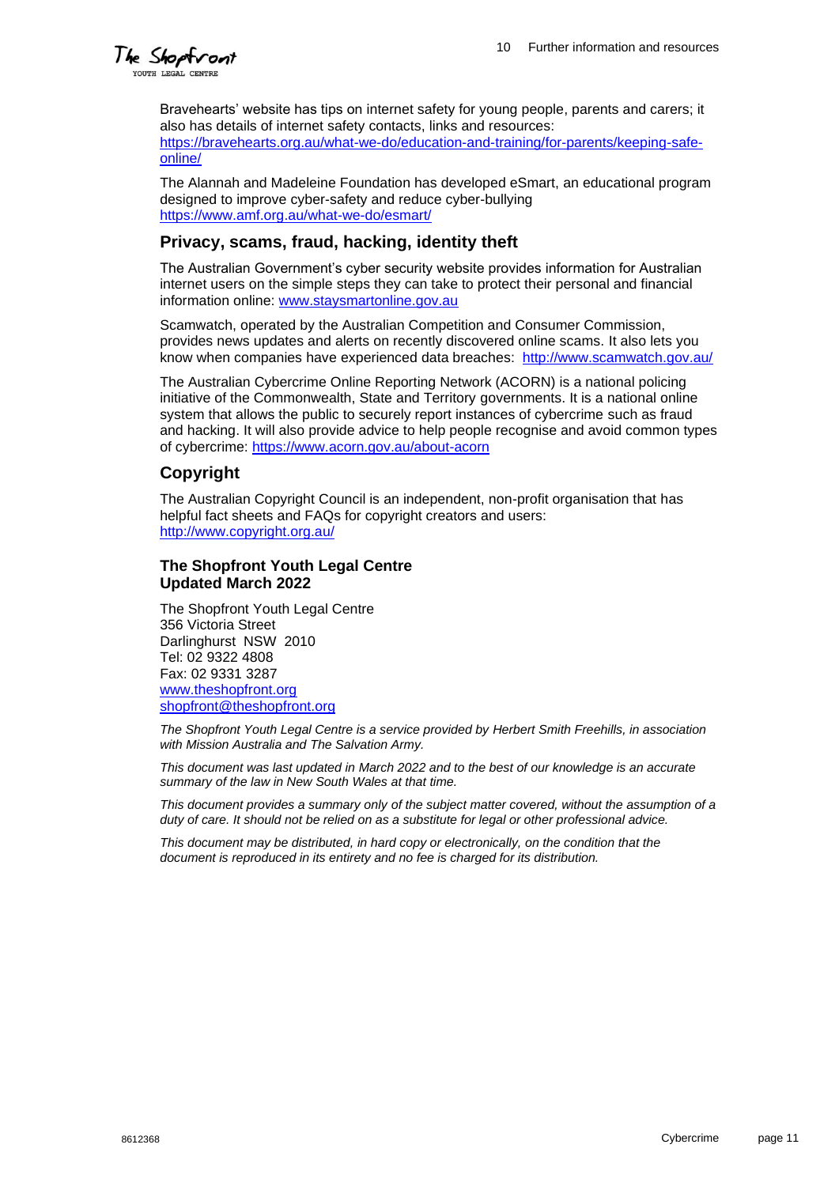Bravehearts' website has tips on internet safety for young people, parents and carers; it also has details of internet safety contacts, links and resources: https://bravehearts.org.au/what-we-do/education-and-training/for-parents/keeping-safe-online/

The Alannah and Madeleine Foundation has developed eSmart, an educational program designed to improve cyber-safety and reduce cyber-bullying https://www.amf.org.au/what-we-do/esmart/

## Privacy, scams, fraud, hacking, identity theft

The Australian Government's cyber security website provides information for Australian internet users on the simple steps they can take to protect their personal and financial information online: www.staysmartonline.gov.au

Scamwatch, operated by the Australian Competition and Consumer Commission, provides news updates and alerts on recently discovered online scams. It also lets you know when companies have experienced data breaches: http://www.scamwatch.gov.au/

The Australian Cybercrime Online Reporting Network (ACORN) is a national policing initiative of the Commonwealth, State and Territory governments. It is a national online system that allows the public to securely report instances of cybercrime such as fraud and hacking. It will also provide advice to help people recognise and avoid common types of cybercrime: https://www.acorn.gov.au/about-acorn

## Copyright

The Australian Copyright Council is an independent, non-profit organisation that has helpful fact sheets and FAQs for copyright creators and users: http://www.copyright.org.au/

### The Shopfront Youth Legal Centre
### Updated March 2022

The Shopfront Youth Legal Centre
356 Victoria Street
Darlinghurst NSW 2010
Tel: 02 9322 4808
Fax: 02 9331 3287
www.theshopfront.org
shopfront@theshopfront.org

*The Shopfront Youth Legal Centre is a service provided by Herbert Smith Freehills, in association with Mission Australia and The Salvation Army.*

*This document was last updated in March 2022 and to the best of our knowledge is an accurate summary of the law in New South Wales at that time.*

*This document provides a summary only of the subject matter covered, without the assumption of a duty of care. It should not be relied on as a substitute for legal or other professional advice.*

*This document may be distributed, in hard copy or electronically, on the condition that the document is reproduced in its entirety and no fee is charged for its distribution.*